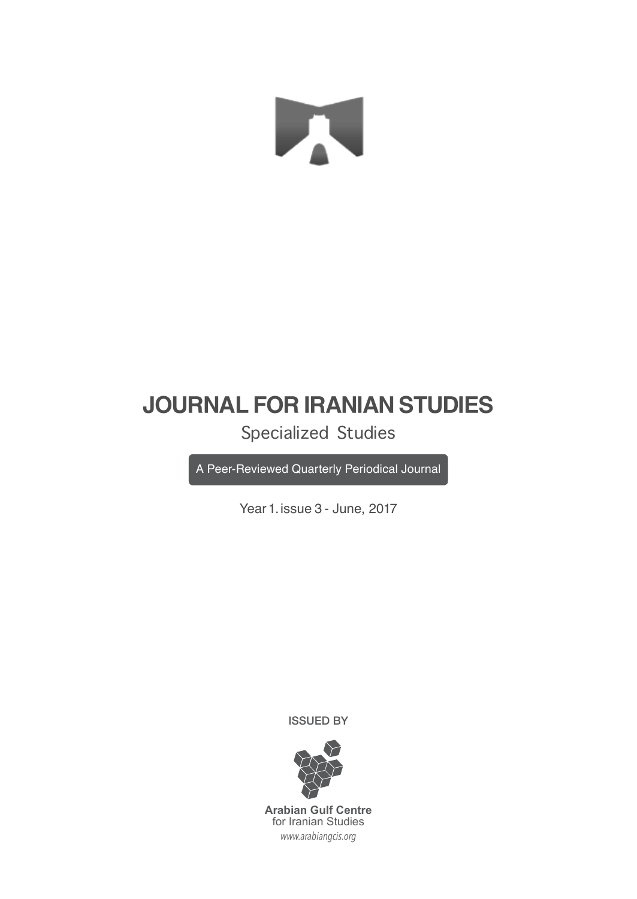# JOURNAL FOR IRANIAN STUDIES

Specialized Studies

A Peer-Reviewed Quarterly Periodical Journal

Year 1. issue 3 - June, 2017

ISSUED BY

**Arabian Gulf Centre**
for Iranian Studies
*www.arabiangcis.org*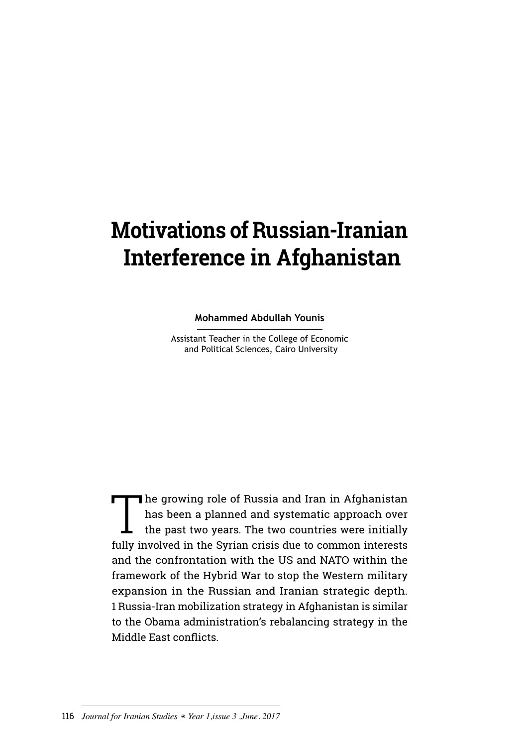# Motivations of Russian-Iranian Interference in Afghanistan

**Mohammed Abdullah Younis**

Assistant Teacher in the College of Economic and Political Sciences, Cairo University

The growing role of Russia and Iran in Afghanistan has been a planned and systematic approach over the past two years. The two countries were initially fully involved in the Syrian crisis due to common interests and the confrontation with the US and NATO within the framework of the Hybrid War to stop the Western military expansion in the Russian and Iranian strategic depth. 1 Russia-Iran mobilization strategy in Afghanistan is similar to the Obama administration's rebalancing strategy in the Middle East conflicts.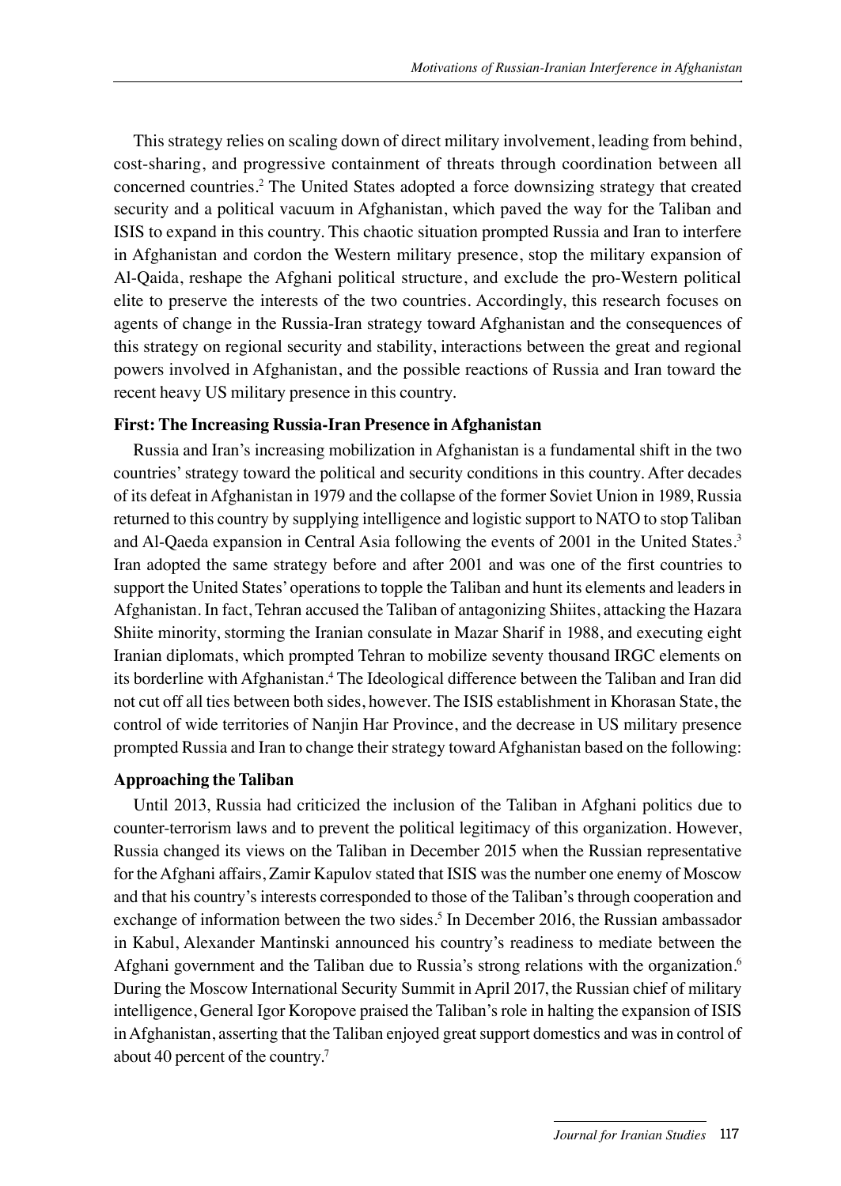This strategy relies on scaling down of direct military involvement, leading from behind, cost-sharing, and progressive containment of threats through coordination between all concerned countries.[2] The United States adopted a force downsizing strategy that created security and a political vacuum in Afghanistan, which paved the way for the Taliban and ISIS to expand in this country. This chaotic situation prompted Russia and Iran to interfere in Afghanistan and cordon the Western military presence, stop the military expansion of Al-Qaida, reshape the Afghani political structure, and exclude the pro-Western political elite to preserve the interests of the two countries. Accordingly, this research focuses on agents of change in the Russia-Iran strategy toward Afghanistan and the consequences of this strategy on regional security and stability, interactions between the great and regional powers involved in Afghanistan, and the possible reactions of Russia and Iran toward the recent heavy US military presence in this country.

## First: The Increasing Russia-Iran Presence in Afghanistan

Russia and Iran's increasing mobilization in Afghanistan is a fundamental shift in the two countries' strategy toward the political and security conditions in this country. After decades of its defeat in Afghanistan in 1979 and the collapse of the former Soviet Union in 1989, Russia returned to this country by supplying intelligence and logistic support to NATO to stop Taliban and Al-Qaeda expansion in Central Asia following the events of 2001 in the United States.[3] Iran adopted the same strategy before and after 2001 and was one of the first countries to support the United States' operations to topple the Taliban and hunt its elements and leaders in Afghanistan. In fact, Tehran accused the Taliban of antagonizing Shiites, attacking the Hazara Shiite minority, storming the Iranian consulate in Mazar Sharif in 1988, and executing eight Iranian diplomats, which prompted Tehran to mobilize seventy thousand IRGC elements on its borderline with Afghanistan.[4] The Ideological difference between the Taliban and Iran did not cut off all ties between both sides, however. The ISIS establishment in Khorasan State, the control of wide territories of Nanjin Har Province, and the decrease in US military presence prompted Russia and Iran to change their strategy toward Afghanistan based on the following:

### Approaching the Taliban

Until 2013, Russia had criticized the inclusion of the Taliban in Afghani politics due to counter-terrorism laws and to prevent the political legitimacy of this organization. However, Russia changed its views on the Taliban in December 2015 when the Russian representative for the Afghani affairs, Zamir Kapulov stated that ISIS was the number one enemy of Moscow and that his country's interests corresponded to those of the Taliban's through cooperation and exchange of information between the two sides.[5] In December 2016, the Russian ambassador in Kabul, Alexander Mantinski announced his country's readiness to mediate between the Afghani government and the Taliban due to Russia's strong relations with the organization.[6] During the Moscow International Security Summit in April 2017, the Russian chief of military intelligence, General Igor Koropove praised the Taliban's role in halting the expansion of ISIS in Afghanistan, asserting that the Taliban enjoyed great support domestics and was in control of about 40 percent of the country.[7]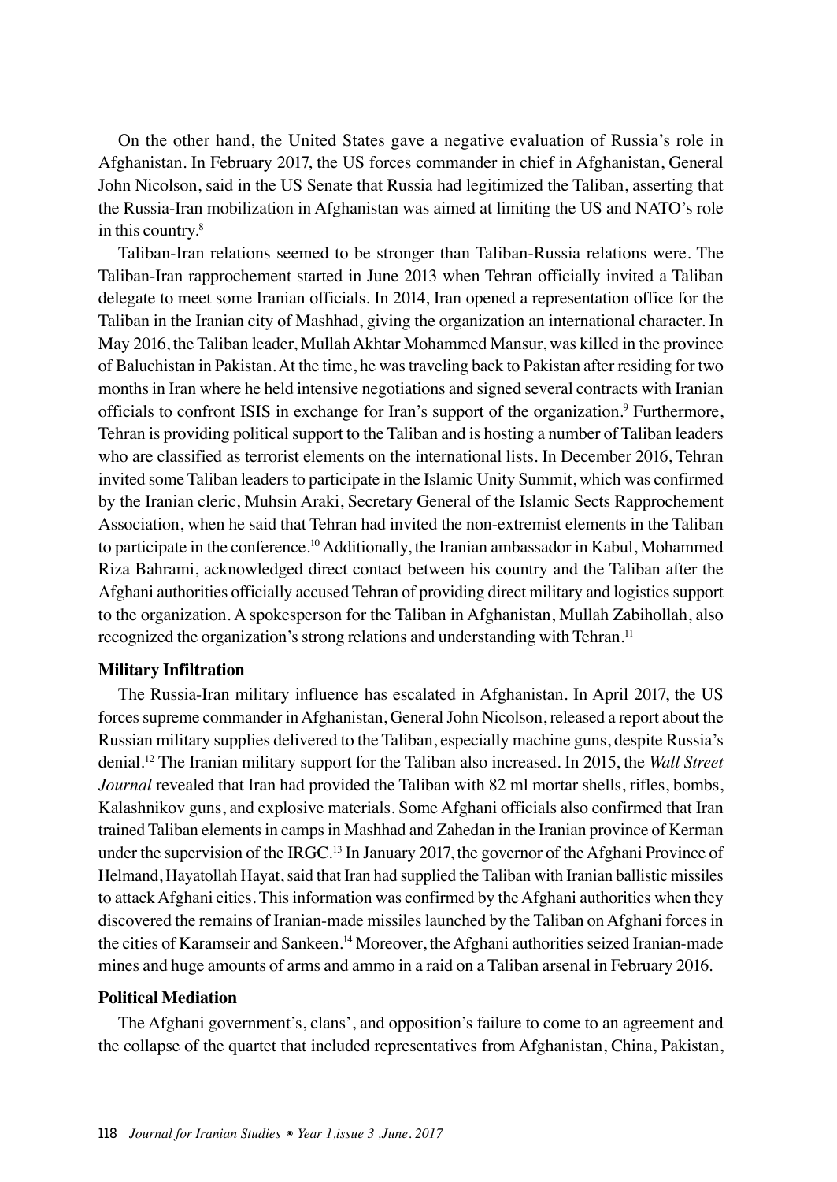On the other hand, the United States gave a negative evaluation of Russia's role in Afghanistan. In February 2017, the US forces commander in chief in Afghanistan, General John Nicolson, said in the US Senate that Russia had legitimized the Taliban, asserting that the Russia-Iran mobilization in Afghanistan was aimed at limiting the US and NATO's role in this country.[8]

Taliban-Iran relations seemed to be stronger than Taliban-Russia relations were. The Taliban-Iran rapprochement started in June 2013 when Tehran officially invited a Taliban delegate to meet some Iranian officials. In 2014, Iran opened a representation office for the Taliban in the Iranian city of Mashhad, giving the organization an international character. In May 2016, the Taliban leader, Mullah Akhtar Mohammed Mansur, was killed in the province of Baluchistan in Pakistan. At the time, he was traveling back to Pakistan after residing for two months in Iran where he held intensive negotiations and signed several contracts with Iranian officials to confront ISIS in exchange for Iran's support of the organization.[9] Furthermore, Tehran is providing political support to the Taliban and is hosting a number of Taliban leaders who are classified as terrorist elements on the international lists. In December 2016, Tehran invited some Taliban leaders to participate in the Islamic Unity Summit, which was confirmed by the Iranian cleric, Muhsin Araki, Secretary General of the Islamic Sects Rapprochement Association, when he said that Tehran had invited the non-extremist elements in the Taliban to participate in the conference.[10] Additionally, the Iranian ambassador in Kabul, Mohammed Riza Bahrami, acknowledged direct contact between his country and the Taliban after the Afghani authorities officially accused Tehran of providing direct military and logistics support to the organization. A spokesperson for the Taliban in Afghanistan, Mullah Zabihollah, also recognized the organization's strong relations and understanding with Tehran.[11]

**Military Infiltration**

The Russia-Iran military influence has escalated in Afghanistan. In April 2017, the US forces supreme commander in Afghanistan, General John Nicolson, released a report about the Russian military supplies delivered to the Taliban, especially machine guns, despite Russia's denial.[12] The Iranian military support for the Taliban also increased. In 2015, the *Wall Street Journal* revealed that Iran had provided the Taliban with 82 ml mortar shells, rifles, bombs, Kalashnikov guns, and explosive materials. Some Afghani officials also confirmed that Iran trained Taliban elements in camps in Mashhad and Zahedan in the Iranian province of Kerman under the supervision of the IRGC.[13] In January 2017, the governor of the Afghani Province of Helmand, Hayatollah Hayat, said that Iran had supplied the Taliban with Iranian ballistic missiles to attack Afghani cities. This information was confirmed by the Afghani authorities when they discovered the remains of Iranian-made missiles launched by the Taliban on Afghani forces in the cities of Karamseir and Sankeen.[14] Moreover, the Afghani authorities seized Iranian-made mines and huge amounts of arms and ammo in a raid on a Taliban arsenal in February 2016.

**Political Mediation**

The Afghani government's, clans', and opposition's failure to come to an agreement and the collapse of the quartet that included representatives from Afghanistan, China, Pakistan,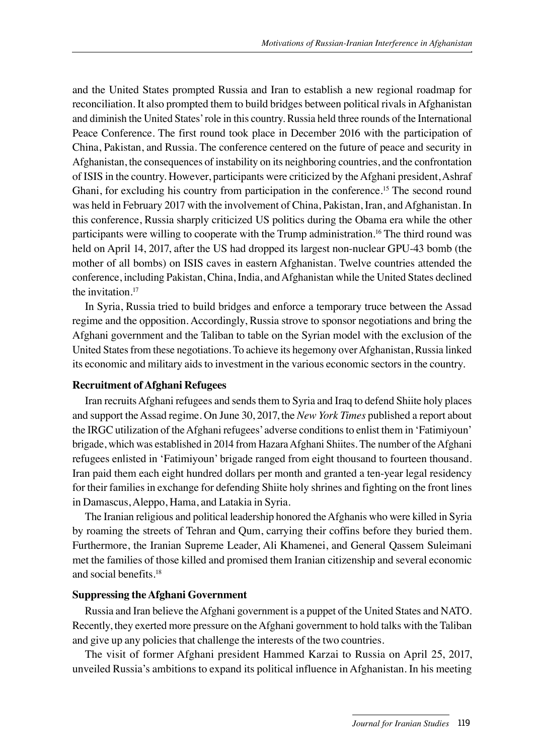and the United States prompted Russia and Iran to establish a new regional roadmap for reconciliation. It also prompted them to build bridges between political rivals in Afghanistan and diminish the United States' role in this country. Russia held three rounds of the International Peace Conference. The first round took place in December 2016 with the participation of China, Pakistan, and Russia. The conference centered on the future of peace and security in Afghanistan, the consequences of instability on its neighboring countries, and the confrontation of ISIS in the country. However, participants were criticized by the Afghani president, Ashraf Ghani, for excluding his country from participation in the conference.[15] The second round was held in February 2017 with the involvement of China, Pakistan, Iran, and Afghanistan. In this conference, Russia sharply criticized US politics during the Obama era while the other participants were willing to cooperate with the Trump administration.[16] The third round was held on April 14, 2017, after the US had dropped its largest non-nuclear GPU-43 bomb (the mother of all bombs) on ISIS caves in eastern Afghanistan. Twelve countries attended the conference, including Pakistan, China, India, and Afghanistan while the United States declined the invitation.[17]

In Syria, Russia tried to build bridges and enforce a temporary truce between the Assad regime and the opposition. Accordingly, Russia strove to sponsor negotiations and bring the Afghani government and the Taliban to table on the Syrian model with the exclusion of the United States from these negotiations. To achieve its hegemony over Afghanistan, Russia linked its economic and military aids to investment in the various economic sectors in the country.

**Recruitment of Afghani Refugees**

Iran recruits Afghani refugees and sends them to Syria and Iraq to defend Shiite holy places and support the Assad regime. On June 30, 2017, the *New York Times* published a report about the IRGC utilization of the Afghani refugees' adverse conditions to enlist them in 'Fatimiyoun' brigade, which was established in 2014 from Hazara Afghani Shiites. The number of the Afghani refugees enlisted in 'Fatimiyoun' brigade ranged from eight thousand to fourteen thousand. Iran paid them each eight hundred dollars per month and granted a ten-year legal residency for their families in exchange for defending Shiite holy shrines and fighting on the front lines in Damascus, Aleppo, Hama, and Latakia in Syria.

The Iranian religious and political leadership honored the Afghanis who were killed in Syria by roaming the streets of Tehran and Qum, carrying their coffins before they buried them. Furthermore, the Iranian Supreme Leader, Ali Khamenei, and General Qassem Suleimani met the families of those killed and promised them Iranian citizenship and several economic and social benefits.[18]

**Suppressing the Afghani Government**

Russia and Iran believe the Afghani government is a puppet of the United States and NATO. Recently, they exerted more pressure on the Afghani government to hold talks with the Taliban and give up any policies that challenge the interests of the two countries.

The visit of former Afghani president Hammed Karzai to Russia on April 25, 2017, unveiled Russia's ambitions to expand its political influence in Afghanistan. In his meeting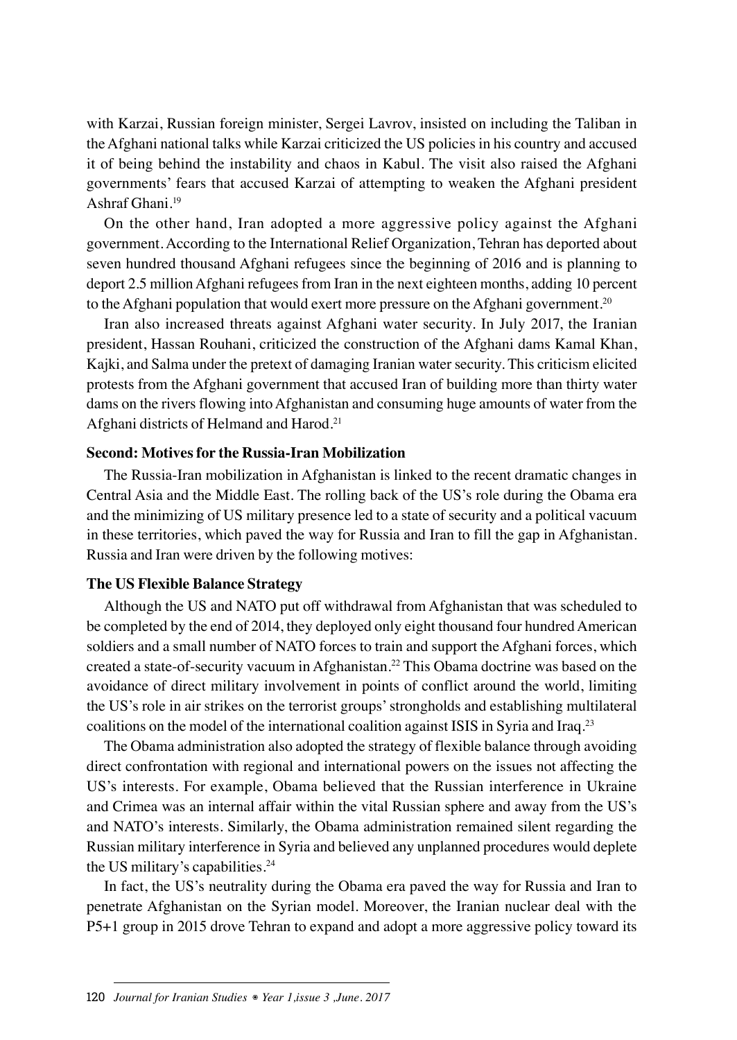with Karzai, Russian foreign minister, Sergei Lavrov, insisted on including the Taliban in the Afghani national talks while Karzai criticized the US policies in his country and accused it of being behind the instability and chaos in Kabul. The visit also raised the Afghani governments' fears that accused Karzai of attempting to weaken the Afghani president Ashraf Ghani.[19]

On the other hand, Iran adopted a more aggressive policy against the Afghani government. According to the International Relief Organization, Tehran has deported about seven hundred thousand Afghani refugees since the beginning of 2016 and is planning to deport 2.5 million Afghani refugees from Iran in the next eighteen months, adding 10 percent to the Afghani population that would exert more pressure on the Afghani government.[20]

Iran also increased threats against Afghani water security. In July 2017, the Iranian president, Hassan Rouhani, criticized the construction of the Afghani dams Kamal Khan, Kajki, and Salma under the pretext of damaging Iranian water security. This criticism elicited protests from the Afghani government that accused Iran of building more than thirty water dams on the rivers flowing into Afghanistan and consuming huge amounts of water from the Afghani districts of Helmand and Harod.[21]

**Second: Motives for the Russia-Iran Mobilization**

The Russia-Iran mobilization in Afghanistan is linked to the recent dramatic changes in Central Asia and the Middle East. The rolling back of the US's role during the Obama era and the minimizing of US military presence led to a state of security and a political vacuum in these territories, which paved the way for Russia and Iran to fill the gap in Afghanistan. Russia and Iran were driven by the following motives:

**The US Flexible Balance Strategy**

Although the US and NATO put off withdrawal from Afghanistan that was scheduled to be completed by the end of 2014, they deployed only eight thousand four hundred American soldiers and a small number of NATO forces to train and support the Afghani forces, which created a state-of-security vacuum in Afghanistan.[22] This Obama doctrine was based on the avoidance of direct military involvement in points of conflict around the world, limiting the US's role in air strikes on the terrorist groups' strongholds and establishing multilateral coalitions on the model of the international coalition against ISIS in Syria and Iraq.[23]

The Obama administration also adopted the strategy of flexible balance through avoiding direct confrontation with regional and international powers on the issues not affecting the US's interests. For example, Obama believed that the Russian interference in Ukraine and Crimea was an internal affair within the vital Russian sphere and away from the US's and NATO's interests. Similarly, the Obama administration remained silent regarding the Russian military interference in Syria and believed any unplanned procedures would deplete the US military's capabilities.[24]

In fact, the US's neutrality during the Obama era paved the way for Russia and Iran to penetrate Afghanistan on the Syrian model. Moreover, the Iranian nuclear deal with the P5+1 group in 2015 drove Tehran to expand and adopt a more aggressive policy toward its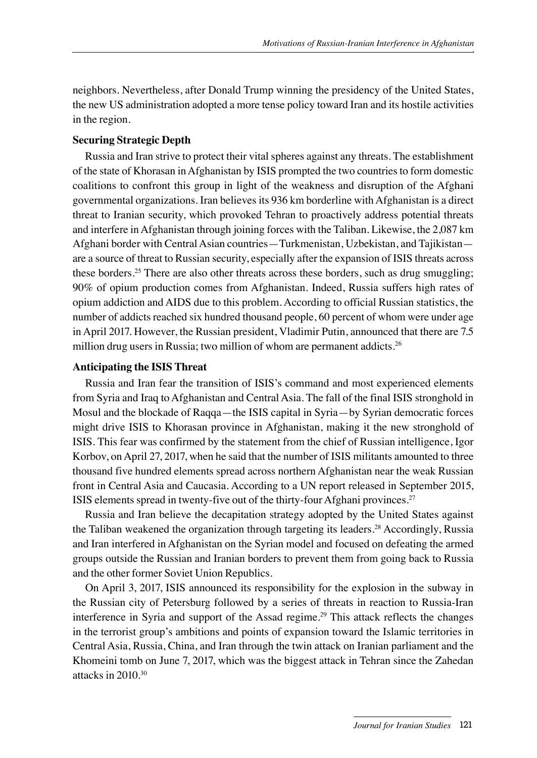neighbors. Nevertheless, after Donald Trump winning the presidency of the United States, the new US administration adopted a more tense policy toward Iran and its hostile activities in the region.

### Securing Strategic Depth

Russia and Iran strive to protect their vital spheres against any threats. The establishment of the state of Khorasan in Afghanistan by ISIS prompted the two countries to form domestic coalitions to confront this group in light of the weakness and disruption of the Afghani governmental organizations. Iran believes its 936 km borderline with Afghanistan is a direct threat to Iranian security, which provoked Tehran to proactively address potential threats and interfere in Afghanistan through joining forces with the Taliban. Likewise, the 2,087 km Afghani border with Central Asian countries—Turkmenistan, Uzbekistan, and Tajikistan—are a source of threat to Russian security, especially after the expansion of ISIS threats across these borders.[25] There are also other threats across these borders, such as drug smuggling; 90% of opium production comes from Afghanistan. Indeed, Russia suffers high rates of opium addiction and AIDS due to this problem. According to official Russian statistics, the number of addicts reached six hundred thousand people, 60 percent of whom were under age in April 2017. However, the Russian president, Vladimir Putin, announced that there are 7.5 million drug users in Russia; two million of whom are permanent addicts.[26]

### Anticipating the ISIS Threat

Russia and Iran fear the transition of ISIS's command and most experienced elements from Syria and Iraq to Afghanistan and Central Asia. The fall of the final ISIS stronghold in Mosul and the blockade of Raqqa—the ISIS capital in Syria—by Syrian democratic forces might drive ISIS to Khorasan province in Afghanistan, making it the new stronghold of ISIS. This fear was confirmed by the statement from the chief of Russian intelligence, Igor Korbov, on April 27, 2017, when he said that the number of ISIS militants amounted to three thousand five hundred elements spread across northern Afghanistan near the weak Russian front in Central Asia and Caucasia. According to a UN report released in September 2015, ISIS elements spread in twenty-five out of the thirty-four Afghani provinces.[27]

Russia and Iran believe the decapitation strategy adopted by the United States against the Taliban weakened the organization through targeting its leaders.[28] Accordingly, Russia and Iran interfered in Afghanistan on the Syrian model and focused on defeating the armed groups outside the Russian and Iranian borders to prevent them from going back to Russia and the other former Soviet Union Republics.

On April 3, 2017, ISIS announced its responsibility for the explosion in the subway in the Russian city of Petersburg followed by a series of threats in reaction to Russia-Iran interference in Syria and support of the Assad regime.[29] This attack reflects the changes in the terrorist group's ambitions and points of expansion toward the Islamic territories in Central Asia, Russia, China, and Iran through the twin attack on Iranian parliament and the Khomeini tomb on June 7, 2017, which was the biggest attack in Tehran since the Zahedan attacks in 2010.[30]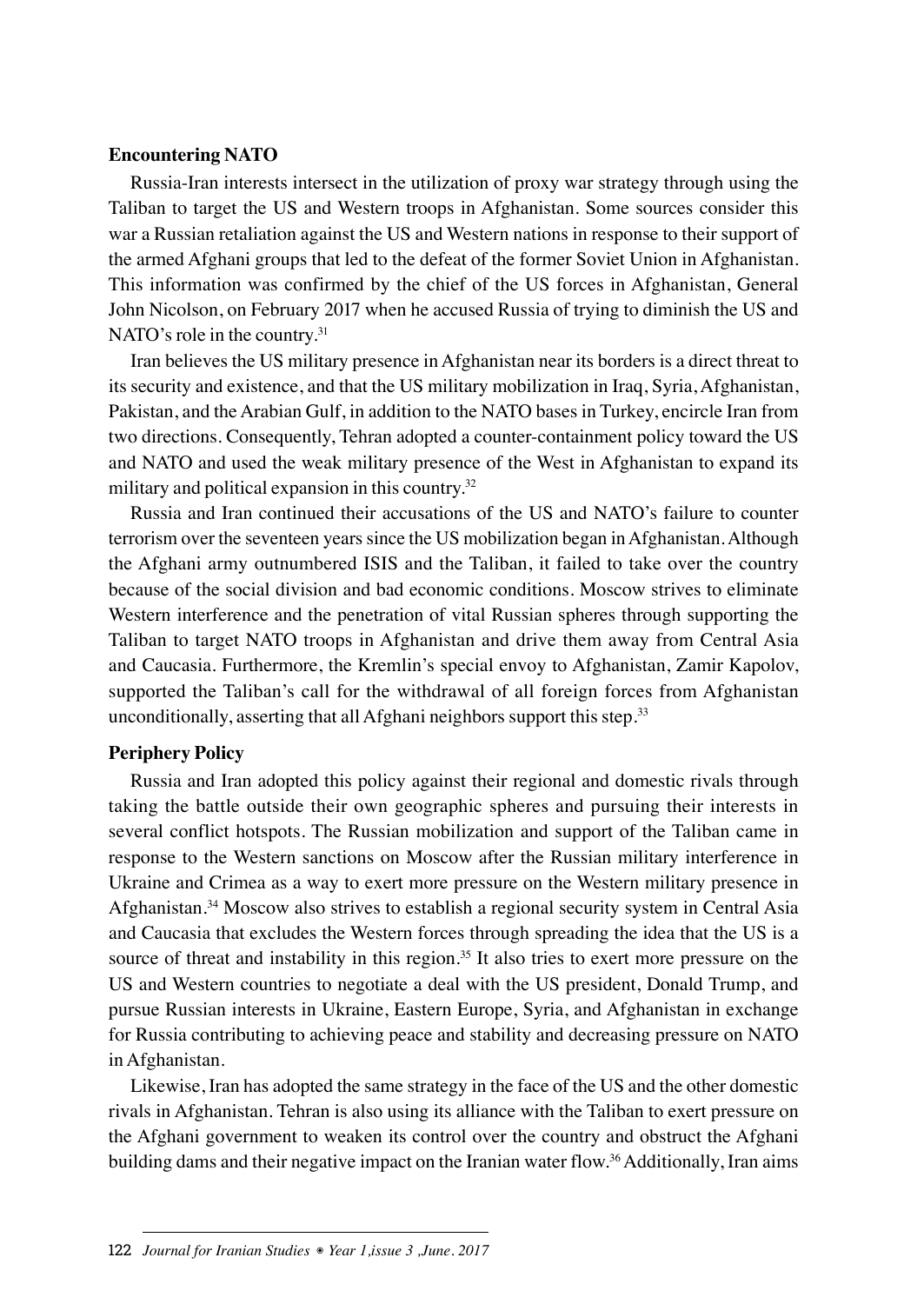### Encountering NATO

Russia-Iran interests intersect in the utilization of proxy war strategy through using the Taliban to target the US and Western troops in Afghanistan. Some sources consider this war a Russian retaliation against the US and Western nations in response to their support of the armed Afghani groups that led to the defeat of the former Soviet Union in Afghanistan. This information was confirmed by the chief of the US forces in Afghanistan, General John Nicolson, on February 2017 when he accused Russia of trying to diminish the US and NATO's role in the country.[31]

Iran believes the US military presence in Afghanistan near its borders is a direct threat to its security and existence, and that the US military mobilization in Iraq, Syria, Afghanistan, Pakistan, and the Arabian Gulf, in addition to the NATO bases in Turkey, encircle Iran from two directions. Consequently, Tehran adopted a counter-containment policy toward the US and NATO and used the weak military presence of the West in Afghanistan to expand its military and political expansion in this country.[32]

Russia and Iran continued their accusations of the US and NATO's failure to counter terrorism over the seventeen years since the US mobilization began in Afghanistan. Although the Afghani army outnumbered ISIS and the Taliban, it failed to take over the country because of the social division and bad economic conditions. Moscow strives to eliminate Western interference and the penetration of vital Russian spheres through supporting the Taliban to target NATO troops in Afghanistan and drive them away from Central Asia and Caucasia. Furthermore, the Kremlin's special envoy to Afghanistan, Zamir Kapolov, supported the Taliban's call for the withdrawal of all foreign forces from Afghanistan unconditionally, asserting that all Afghani neighbors support this step.[33]

### Periphery Policy

Russia and Iran adopted this policy against their regional and domestic rivals through taking the battle outside their own geographic spheres and pursuing their interests in several conflict hotspots. The Russian mobilization and support of the Taliban came in response to the Western sanctions on Moscow after the Russian military interference in Ukraine and Crimea as a way to exert more pressure on the Western military presence in Afghanistan.[34] Moscow also strives to establish a regional security system in Central Asia and Caucasia that excludes the Western forces through spreading the idea that the US is a source of threat and instability in this region.[35] It also tries to exert more pressure on the US and Western countries to negotiate a deal with the US president, Donald Trump, and pursue Russian interests in Ukraine, Eastern Europe, Syria, and Afghanistan in exchange for Russia contributing to achieving peace and stability and decreasing pressure on NATO in Afghanistan.

Likewise, Iran has adopted the same strategy in the face of the US and the other domestic rivals in Afghanistan. Tehran is also using its alliance with the Taliban to exert pressure on the Afghani government to weaken its control over the country and obstruct the Afghani building dams and their negative impact on the Iranian water flow.[36] Additionally, Iran aims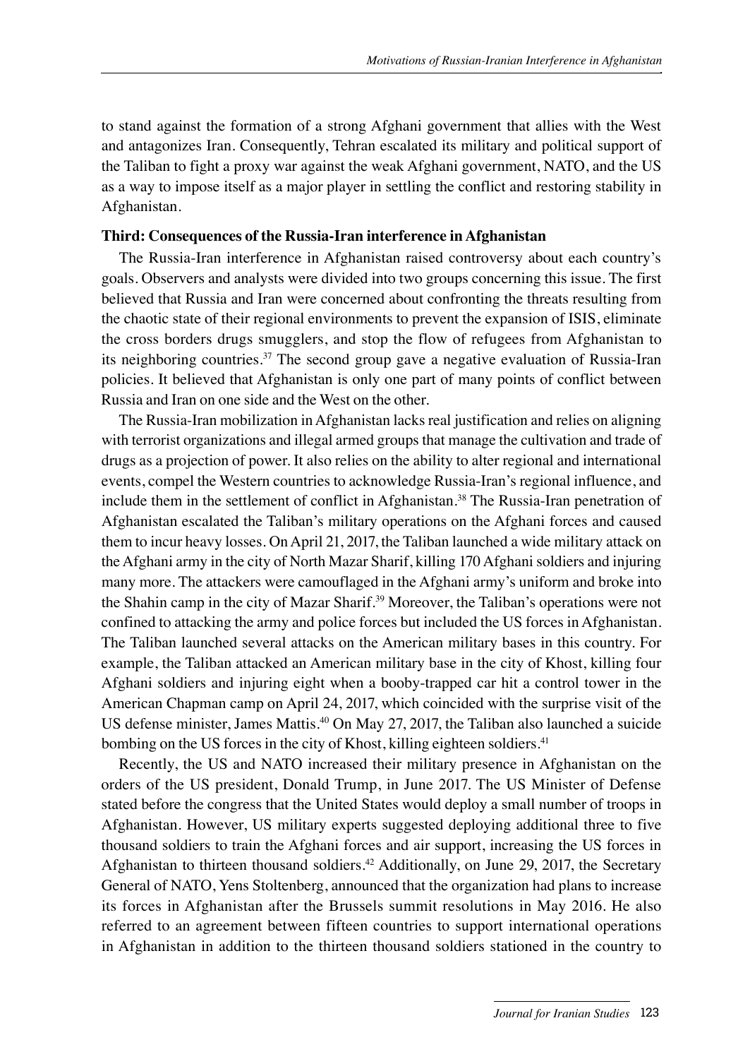to stand against the formation of a strong Afghani government that allies with the West and antagonizes Iran. Consequently, Tehran escalated its military and political support of the Taliban to fight a proxy war against the weak Afghani government, NATO, and the US as a way to impose itself as a major player in settling the conflict and restoring stability in Afghanistan.

**Third: Consequences of the Russia-Iran interference in Afghanistan**

The Russia-Iran interference in Afghanistan raised controversy about each country's goals. Observers and analysts were divided into two groups concerning this issue. The first believed that Russia and Iran were concerned about confronting the threats resulting from the chaotic state of their regional environments to prevent the expansion of ISIS, eliminate the cross borders drugs smugglers, and stop the flow of refugees from Afghanistan to its neighboring countries.[37] The second group gave a negative evaluation of Russia-Iran policies. It believed that Afghanistan is only one part of many points of conflict between Russia and Iran on one side and the West on the other.

The Russia-Iran mobilization in Afghanistan lacks real justification and relies on aligning with terrorist organizations and illegal armed groups that manage the cultivation and trade of drugs as a projection of power. It also relies on the ability to alter regional and international events, compel the Western countries to acknowledge Russia-Iran's regional influence, and include them in the settlement of conflict in Afghanistan.[38] The Russia-Iran penetration of Afghanistan escalated the Taliban's military operations on the Afghani forces and caused them to incur heavy losses. On April 21, 2017, the Taliban launched a wide military attack on the Afghani army in the city of North Mazar Sharif, killing 170 Afghani soldiers and injuring many more. The attackers were camouflaged in the Afghani army's uniform and broke into the Shahin camp in the city of Mazar Sharif.[39] Moreover, the Taliban's operations were not confined to attacking the army and police forces but included the US forces in Afghanistan. The Taliban launched several attacks on the American military bases in this country. For example, the Taliban attacked an American military base in the city of Khost, killing four Afghani soldiers and injuring eight when a booby-trapped car hit a control tower in the American Chapman camp on April 24, 2017, which coincided with the surprise visit of the US defense minister, James Mattis.[40] On May 27, 2017, the Taliban also launched a suicide bombing on the US forces in the city of Khost, killing eighteen soldiers.[41]

Recently, the US and NATO increased their military presence in Afghanistan on the orders of the US president, Donald Trump, in June 2017. The US Minister of Defense stated before the congress that the United States would deploy a small number of troops in Afghanistan. However, US military experts suggested deploying additional three to five thousand soldiers to train the Afghani forces and air support, increasing the US forces in Afghanistan to thirteen thousand soldiers.[42] Additionally, on June 29, 2017, the Secretary General of NATO, Yens Stoltenberg, announced that the organization had plans to increase its forces in Afghanistan after the Brussels summit resolutions in May 2016. He also referred to an agreement between fifteen countries to support international operations in Afghanistan in addition to the thirteen thousand soldiers stationed in the country to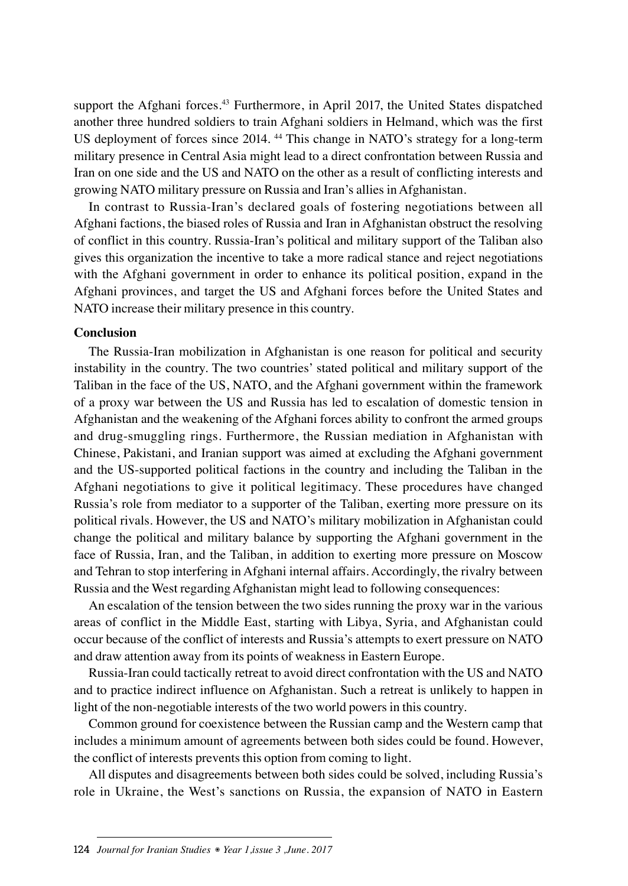support the Afghani forces.[43] Furthermore, in April 2017, the United States dispatched another three hundred soldiers to train Afghani soldiers in Helmand, which was the first US deployment of forces since 2014. [44] This change in NATO's strategy for a long-term military presence in Central Asia might lead to a direct confrontation between Russia and Iran on one side and the US and NATO on the other as a result of conflicting interests and growing NATO military pressure on Russia and Iran's allies in Afghanistan.

In contrast to Russia-Iran's declared goals of fostering negotiations between all Afghani factions, the biased roles of Russia and Iran in Afghanistan obstruct the resolving of conflict in this country. Russia-Iran's political and military support of the Taliban also gives this organization the incentive to take a more radical stance and reject negotiations with the Afghani government in order to enhance its political position, expand in the Afghani provinces, and target the US and Afghani forces before the United States and NATO increase their military presence in this country.

**Conclusion**

The Russia-Iran mobilization in Afghanistan is one reason for political and security instability in the country. The two countries' stated political and military support of the Taliban in the face of the US, NATO, and the Afghani government within the framework of a proxy war between the US and Russia has led to escalation of domestic tension in Afghanistan and the weakening of the Afghani forces ability to confront the armed groups and drug-smuggling rings. Furthermore, the Russian mediation in Afghanistan with Chinese, Pakistani, and Iranian support was aimed at excluding the Afghani government and the US-supported political factions in the country and including the Taliban in the Afghani negotiations to give it political legitimacy. These procedures have changed Russia's role from mediator to a supporter of the Taliban, exerting more pressure on its political rivals. However, the US and NATO's military mobilization in Afghanistan could change the political and military balance by supporting the Afghani government in the face of Russia, Iran, and the Taliban, in addition to exerting more pressure on Moscow and Tehran to stop interfering in Afghani internal affairs. Accordingly, the rivalry between Russia and the West regarding Afghanistan might lead to following consequences:

An escalation of the tension between the two sides running the proxy war in the various areas of conflict in the Middle East, starting with Libya, Syria, and Afghanistan could occur because of the conflict of interests and Russia's attempts to exert pressure on NATO and draw attention away from its points of weakness in Eastern Europe.

Russia-Iran could tactically retreat to avoid direct confrontation with the US and NATO and to practice indirect influence on Afghanistan. Such a retreat is unlikely to happen in light of the non-negotiable interests of the two world powers in this country.

Common ground for coexistence between the Russian camp and the Western camp that includes a minimum amount of agreements between both sides could be found. However, the conflict of interests prevents this option from coming to light.

All disputes and disagreements between both sides could be solved, including Russia's role in Ukraine, the West's sanctions on Russia, the expansion of NATO in Eastern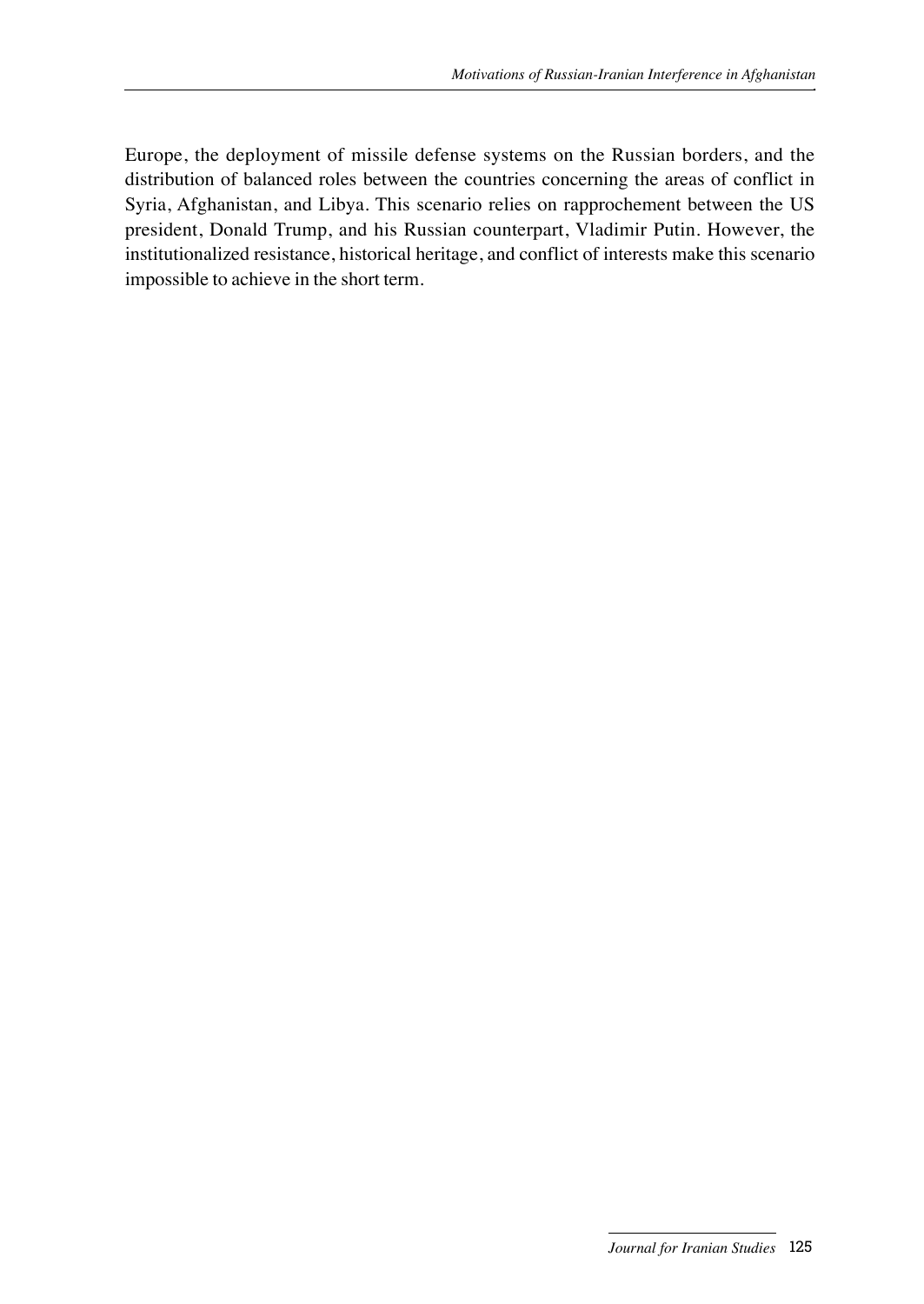Europe, the deployment of missile defense systems on the Russian borders, and the distribution of balanced roles between the countries concerning the areas of conflict in Syria, Afghanistan, and Libya. This scenario relies on rapprochement between the US president, Donald Trump, and his Russian counterpart, Vladimir Putin. However, the institutionalized resistance, historical heritage, and conflict of interests make this scenario impossible to achieve in the short term.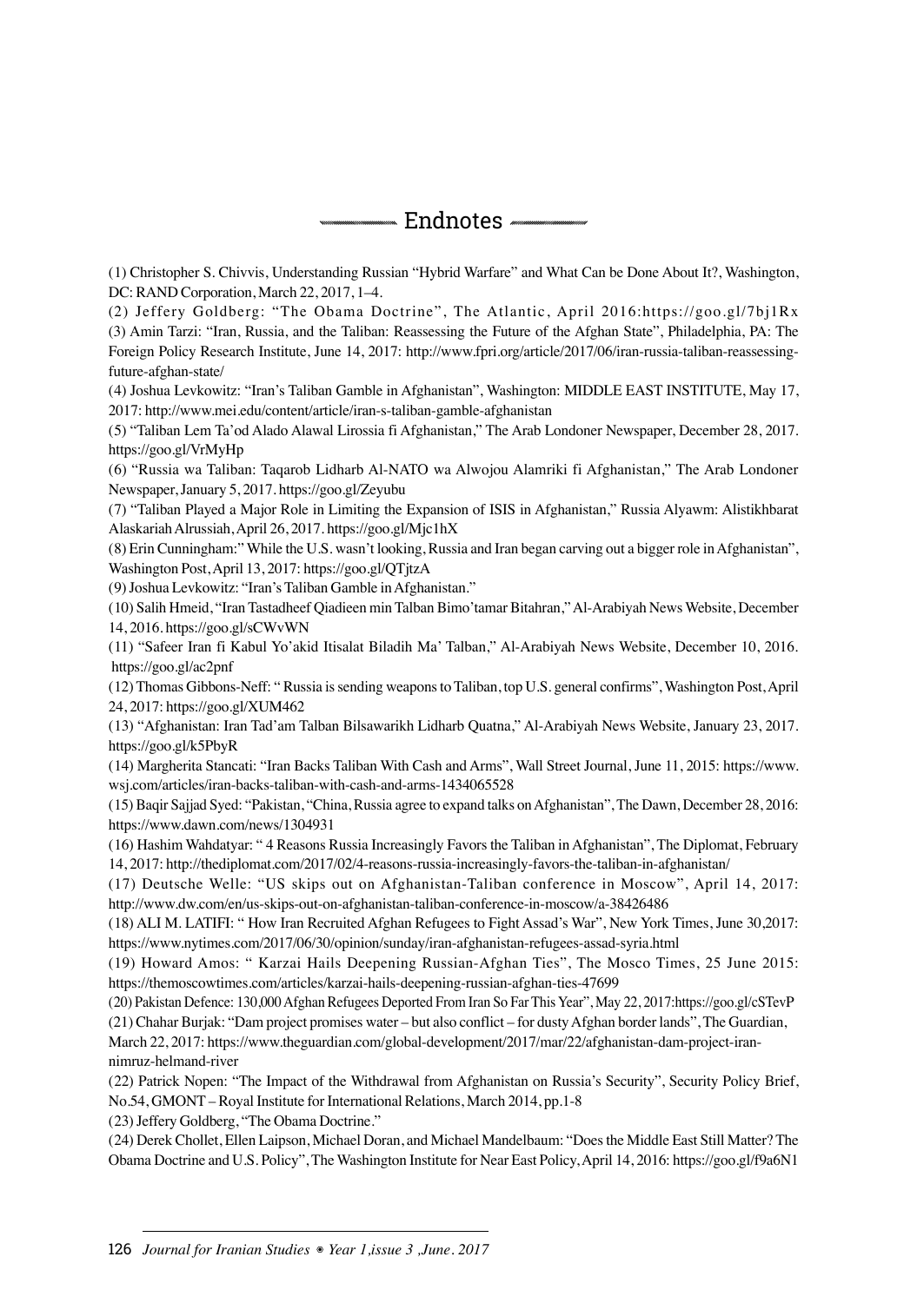## Endnotes

(1) Christopher S. Chivvis, Understanding Russian "Hybrid Warfare" and What Can be Done About It?, Washington, DC: RAND Corporation, March 22, 2017, 1–4.

(2) Jeffery Goldberg: "The Obama Doctrine", The Atlantic, April 2016:https://goo.gl/7bj1Rx

(3) Amin Tarzi: "Iran, Russia, and the Taliban: Reassessing the Future of the Afghan State", Philadelphia, PA: The Foreign Policy Research Institute, June 14, 2017: http://www.fpri.org/article/2017/06/iran-russia-taliban-reassessing-future-afghan-state/

(4) Joshua Levkowitz: "Iran's Taliban Gamble in Afghanistan", Washington: MIDDLE EAST INSTITUTE, May 17, 2017: http://www.mei.edu/content/article/iran-s-taliban-gamble-afghanistan

(5) "Taliban Lem Ta'od Alado Alawal Lirossia fi Afghanistan," The Arab Londoner Newspaper, December 28, 2017. https://goo.gl/VrMyHp

(6) "Russia wa Taliban: Taqarob Lidharb Al-NATO wa Alwojou Alamriki fi Afghanistan," The Arab Londoner Newspaper, January 5, 2017. https://goo.gl/Zeyubu

(7) "Taliban Played a Major Role in Limiting the Expansion of ISIS in Afghanistan," Russia Alyawm: Alistikhbarat Alaskariah Alrussiah, April 26, 2017. https://goo.gl/Mjc1hX

(8) Erin Cunningham:" While the U.S. wasn't looking, Russia and Iran began carving out a bigger role in Afghanistan", Washington Post, April 13, 2017: https://goo.gl/QTjtzA

(9) Joshua Levkowitz: "Iran's Taliban Gamble in Afghanistan."

(10) Salih Hmeid, "Iran Tastadheef Qiadieen min Talban Bimo'tamar Bitahran," Al-Arabiyah News Website, December 14, 2016. https://goo.gl/sCWvWN

(11) "Safeer Iran fi Kabul Yo'akid Itisalat Biladih Ma' Talban," Al-Arabiyah News Website, December 10, 2016. https://goo.gl/ac2pnf

(12) Thomas Gibbons-Neff: " Russia is sending weapons to Taliban, top U.S. general confirms", Washington Post, April 24, 2017: https://goo.gl/XUM462

(13) "Afghanistan: Iran Tad'am Talban Bilsawarikh Lidharb Quatna," Al-Arabiyah News Website, January 23, 2017. https://goo.gl/k5PbyR

(14) Margherita Stancati: "Iran Backs Taliban With Cash and Arms", Wall Street Journal, June 11, 2015: https://www.wsj.com/articles/iran-backs-taliban-with-cash-and-arms-1434065528

(15) Baqir Sajjad Syed: "Pakistan, "China, Russia agree to expand talks on Afghanistan", The Dawn, December 28, 2016: https://www.dawn.com/news/1304931

(16) Hashim Wahdatyar: " 4 Reasons Russia Increasingly Favors the Taliban in Afghanistan", The Diplomat, February 14, 2017: http://thediplomat.com/2017/02/4-reasons-russia-increasingly-favors-the-taliban-in-afghanistan/

(17) Deutsche Welle: "US skips out on Afghanistan-Taliban conference in Moscow", April 14, 2017: http://www.dw.com/en/us-skips-out-on-afghanistan-taliban-conference-in-moscow/a-38426486

(18) ALI M. LATIFI: " How Iran Recruited Afghan Refugees to Fight Assad's War", New York Times, June 30,2017: https://www.nytimes.com/2017/06/30/opinion/sunday/iran-afghanistan-refugees-assad-syria.html

(19) Howard Amos: " Karzai Hails Deepening Russian-Afghan Ties", The Mosco Times, 25 June 2015: https://themoscowtimes.com/articles/karzai-hails-deepening-russian-afghan-ties-47699

(20) Pakistan Defence: 130,000 Afghan Refugees Deported From Iran So Far This Year", May 22, 2017:https://goo.gl/cSTevP

(21) Chahar Burjak: "Dam project promises water – but also conflict – for dusty Afghan border lands", The Guardian, March 22, 2017: https://www.theguardian.com/global-development/2017/mar/22/afghanistan-dam-project-iran-nimruz-helmand-river

(22) Patrick Nopen: "The Impact of the Withdrawal from Afghanistan on Russia's Security", Security Policy Brief, No.54, GMONT – Royal Institute for International Relations, March 2014, pp.1-8

(23) Jeffery Goldberg, "The Obama Doctrine."

(24) Derek Chollet, Ellen Laipson, Michael Doran, and Michael Mandelbaum: "Does the Middle East Still Matter? The Obama Doctrine and U.S. Policy", The Washington Institute for Near East Policy, April 14, 2016: https://goo.gl/f9a6N1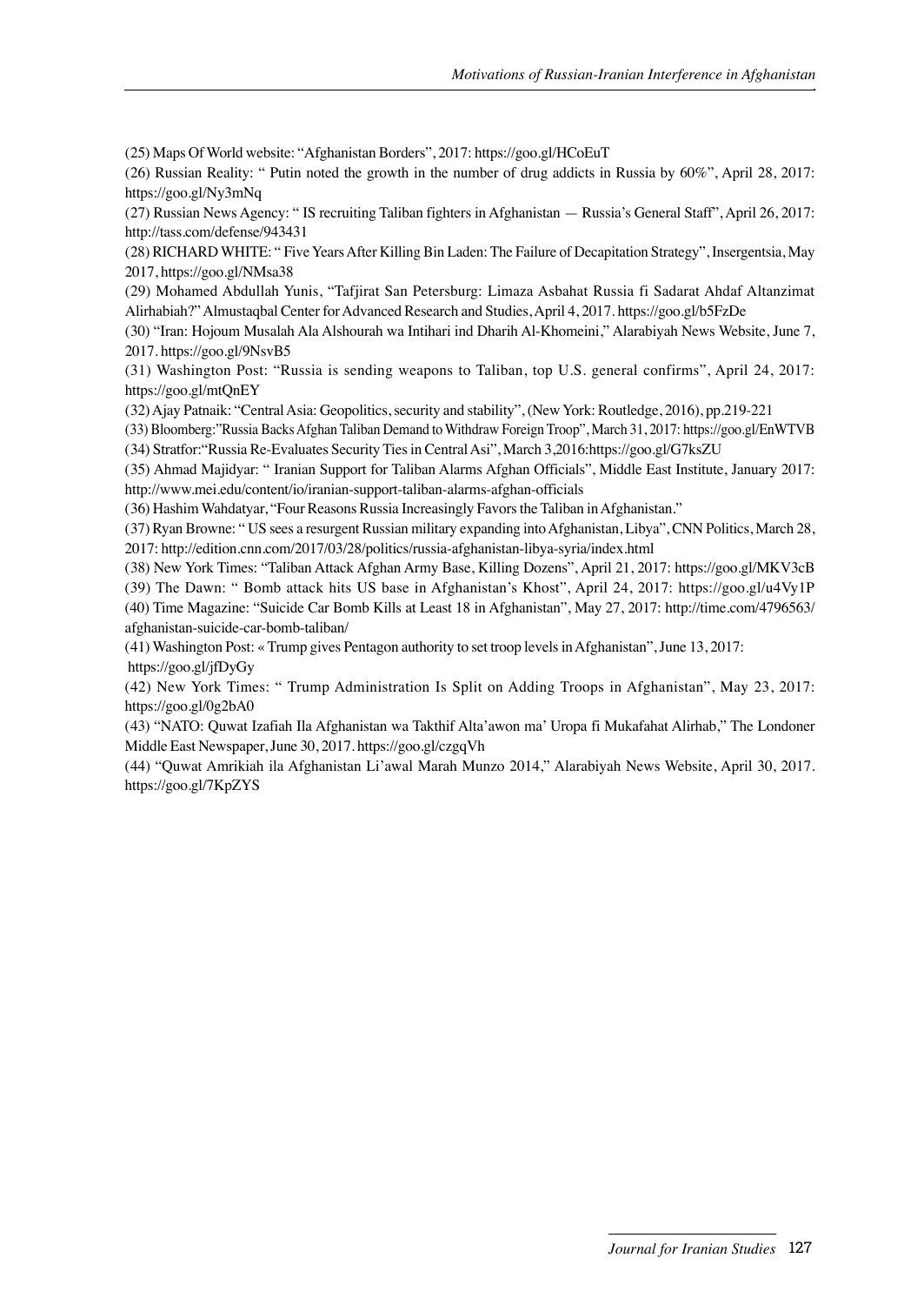(25) Maps Of World website: "Afghanistan Borders", 2017: https://goo.gl/HCoEuT

(26) Russian Reality: " Putin noted the growth in the number of drug addicts in Russia by 60%", April 28, 2017: https://goo.gl/Ny3mNq

(27) Russian News Agency: " IS recruiting Taliban fighters in Afghanistan — Russia's General Staff", April 26, 2017: http://tass.com/defense/943431

(28) RICHARD WHITE: " Five Years After Killing Bin Laden: The Failure of Decapitation Strategy", Insergentsia, May 2017, https://goo.gl/NMsa38

(29) Mohamed Abdullah Yunis, "Tafjirat San Petersburg: Limaza Asbahat Russia fi Sadarat Ahdaf Altanzimat Alirhabiah?" Almustaqbal Center for Advanced Research and Studies, April 4, 2017. https://goo.gl/b5FzDe

(30) "Iran: Hojoum Musalah Ala Alshourah wa Intihari ind Dharih Al-Khomeini," Alarabiyah News Website, June 7, 2017. https://goo.gl/9NsvB5

(31) Washington Post: "Russia is sending weapons to Taliban, top U.S. general confirms", April 24, 2017: https://goo.gl/mtQnEY

(32) Ajay Patnaik: "Central Asia: Geopolitics, security and stability", (New York: Routledge, 2016), pp.219-221

(33) Bloomberg:"Russia Backs Afghan Taliban Demand to Withdraw Foreign Troop", March 31, 2017: https://goo.gl/EnWTVB

(34) Stratfor:"Russia Re-Evaluates Security Ties in Central Asi", March 3,2016:https://goo.gl/G7ksZU

(35) Ahmad Majidyar: " Iranian Support for Taliban Alarms Afghan Officials", Middle East Institute, January 2017: http://www.mei.edu/content/io/iranian-support-taliban-alarms-afghan-officials

(36) Hashim Wahdatyar, "Four Reasons Russia Increasingly Favors the Taliban in Afghanistan."

(37) Ryan Browne: " US sees a resurgent Russian military expanding into Afghanistan, Libya", CNN Politics, March 28, 2017: http://edition.cnn.com/2017/03/28/politics/russia-afghanistan-libya-syria/index.html

(38) New York Times: "Taliban Attack Afghan Army Base, Killing Dozens", April 21, 2017: https://goo.gl/MKV3cB

(39) The Dawn: " Bomb attack hits US base in Afghanistan's Khost", April 24, 2017: https://goo.gl/u4Vy1P

(40) Time Magazine: "Suicide Car Bomb Kills at Least 18 in Afghanistan", May 27, 2017: http://time.com/4796563/afghanistan-suicide-car-bomb-taliban/

(41) Washington Post: « Trump gives Pentagon authority to set troop levels in Afghanistan", June 13, 2017: https://goo.gl/jfDyGy

(42) New York Times: " Trump Administration Is Split on Adding Troops in Afghanistan", May 23, 2017: https://goo.gl/0g2bA0

(43) "NATO: Quwat Izafiah Ila Afghanistan wa Takthif Alta'awon ma' Uropa fi Mukafahat Alirhab," The Londoner Middle East Newspaper, June 30, 2017. https://goo.gl/czgqVh

(44) "Quwat Amrikiah ila Afghanistan Li'awal Marah Munzo 2014," Alarabiyah News Website, April 30, 2017. https://goo.gl/7KpZYS